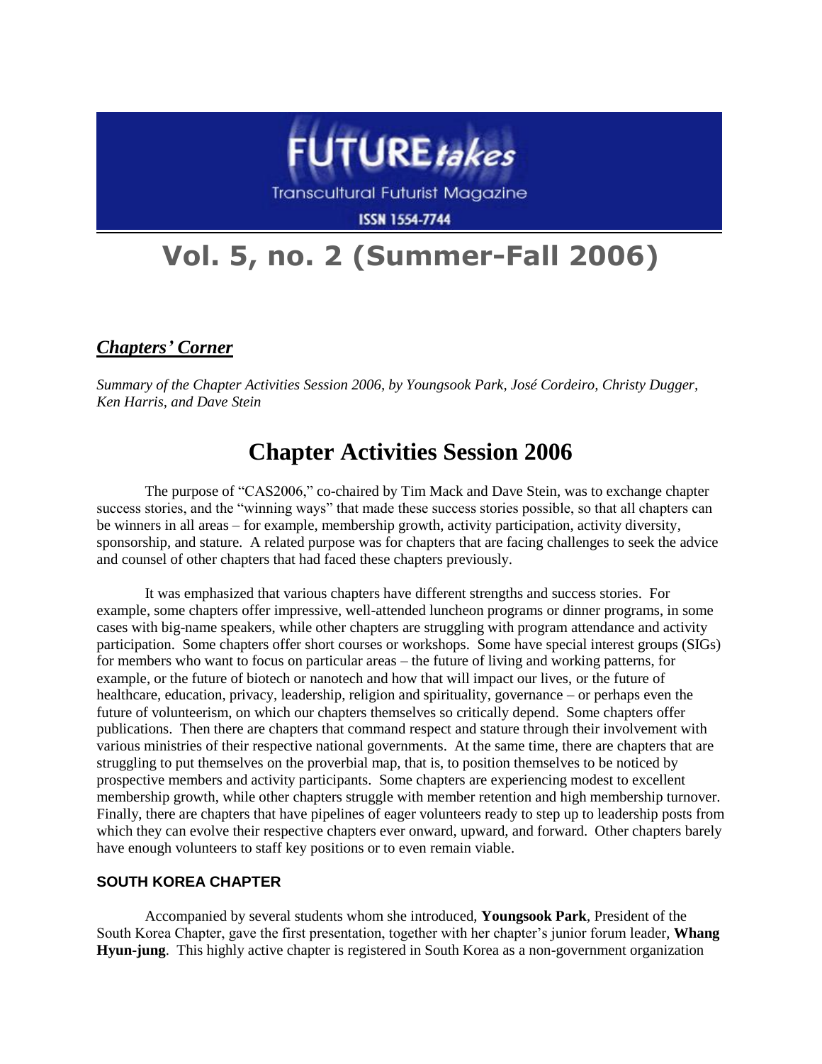# FUTURE*takes*

Transcultural Futurist Magazine

ISSN 1554-7744

# Vol. 5, no. 2 (Summer-Fall 2006)

## ***Chapters' Corner***

*Summary of the Chapter Activities Session 2006, by Youngsook Park, José Cordeiro, Christy Dugger, Ken Harris, and Dave Stein*

# Chapter Activities Session 2006

The purpose of "CAS2006," co-chaired by Tim Mack and Dave Stein, was to exchange chapter success stories, and the "winning ways" that made these success stories possible, so that all chapters can be winners in all areas – for example, membership growth, activity participation, activity diversity, sponsorship, and stature. A related purpose was for chapters that are facing challenges to seek the advice and counsel of other chapters that had faced these chapters previously.

It was emphasized that various chapters have different strengths and success stories. For example, some chapters offer impressive, well-attended luncheon programs or dinner programs, in some cases with big-name speakers, while other chapters are struggling with program attendance and activity participation. Some chapters offer short courses or workshops. Some have special interest groups (SIGs) for members who want to focus on particular areas – the future of living and working patterns, for example, or the future of biotech or nanotech and how that will impact our lives, or the future of healthcare, education, privacy, leadership, religion and spirituality, governance – or perhaps even the future of volunteerism, on which our chapters themselves so critically depend. Some chapters offer publications. Then there are chapters that command respect and stature through their involvement with various ministries of their respective national governments. At the same time, there are chapters that are struggling to put themselves on the proverbial map, that is, to position themselves to be noticed by prospective members and activity participants. Some chapters are experiencing modest to excellent membership growth, while other chapters struggle with member retention and high membership turnover. Finally, there are chapters that have pipelines of eager volunteers ready to step up to leadership posts from which they can evolve their respective chapters ever onward, upward, and forward. Other chapters barely have enough volunteers to staff key positions or to even remain viable.

### SOUTH KOREA CHAPTER

Accompanied by several students whom she introduced, **Youngsook Park**, President of the South Korea Chapter, gave the first presentation, together with her chapter's junior forum leader, **Whang Hyun-jung**. This highly active chapter is registered in South Korea as a non-government organization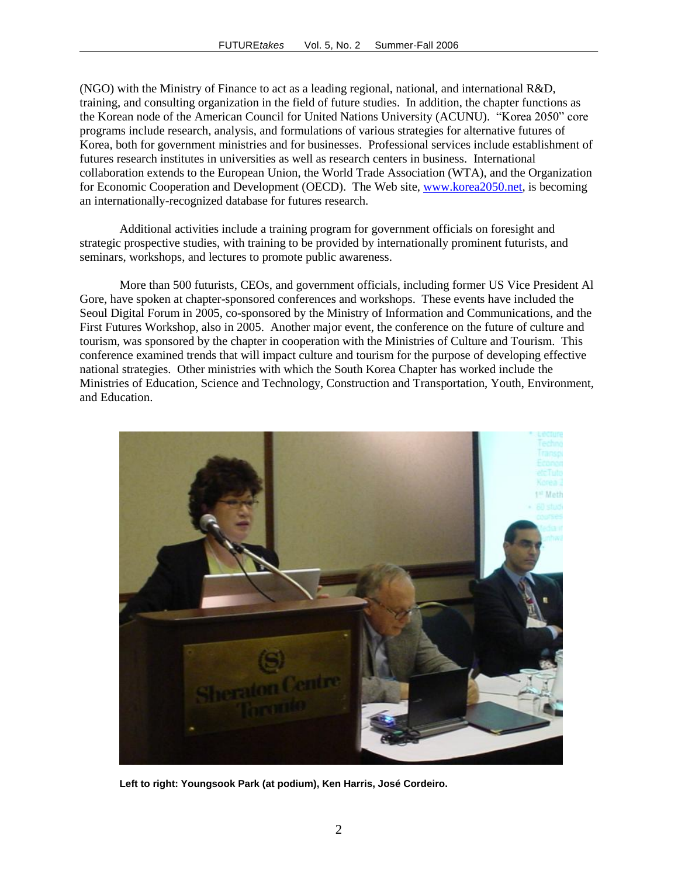(NGO) with the Ministry of Finance to act as a leading regional, national, and international R&D, training, and consulting organization in the field of future studies. In addition, the chapter functions as the Korean node of the American Council for United Nations University (ACUNU). "Korea 2050" core programs include research, analysis, and formulations of various strategies for alternative futures of Korea, both for government ministries and for businesses. Professional services include establishment of futures research institutes in universities as well as research centers in business. International collaboration extends to the European Union, the World Trade Association (WTA), and the Organization for Economic Cooperation and Development (OECD). The Web site, [www.korea2050.net](www.korea2050.net), is becoming an internationally-recognized database for futures research.

Additional activities include a training program for government officials on foresight and strategic prospective studies, with training to be provided by internationally prominent futurists, and seminars, workshops, and lectures to promote public awareness.

More than 500 futurists, CEOs, and government officials, including former US Vice President Al Gore, have spoken at chapter-sponsored conferences and workshops. These events have included the Seoul Digital Forum in 2005, co-sponsored by the Ministry of Information and Communications, and the First Futures Workshop, also in 2005. Another major event, the conference on the future of culture and tourism, was sponsored by the chapter in cooperation with the Ministries of Culture and Tourism. This conference examined trends that will impact culture and tourism for the purpose of developing effective national strategies. Other ministries with which the South Korea Chapter has worked include the Ministries of Education, Science and Technology, Construction and Transportation, Youth, Environment, and Education.

**Left to right: Youngsook Park (at podium), Ken Harris, José Cordeiro.**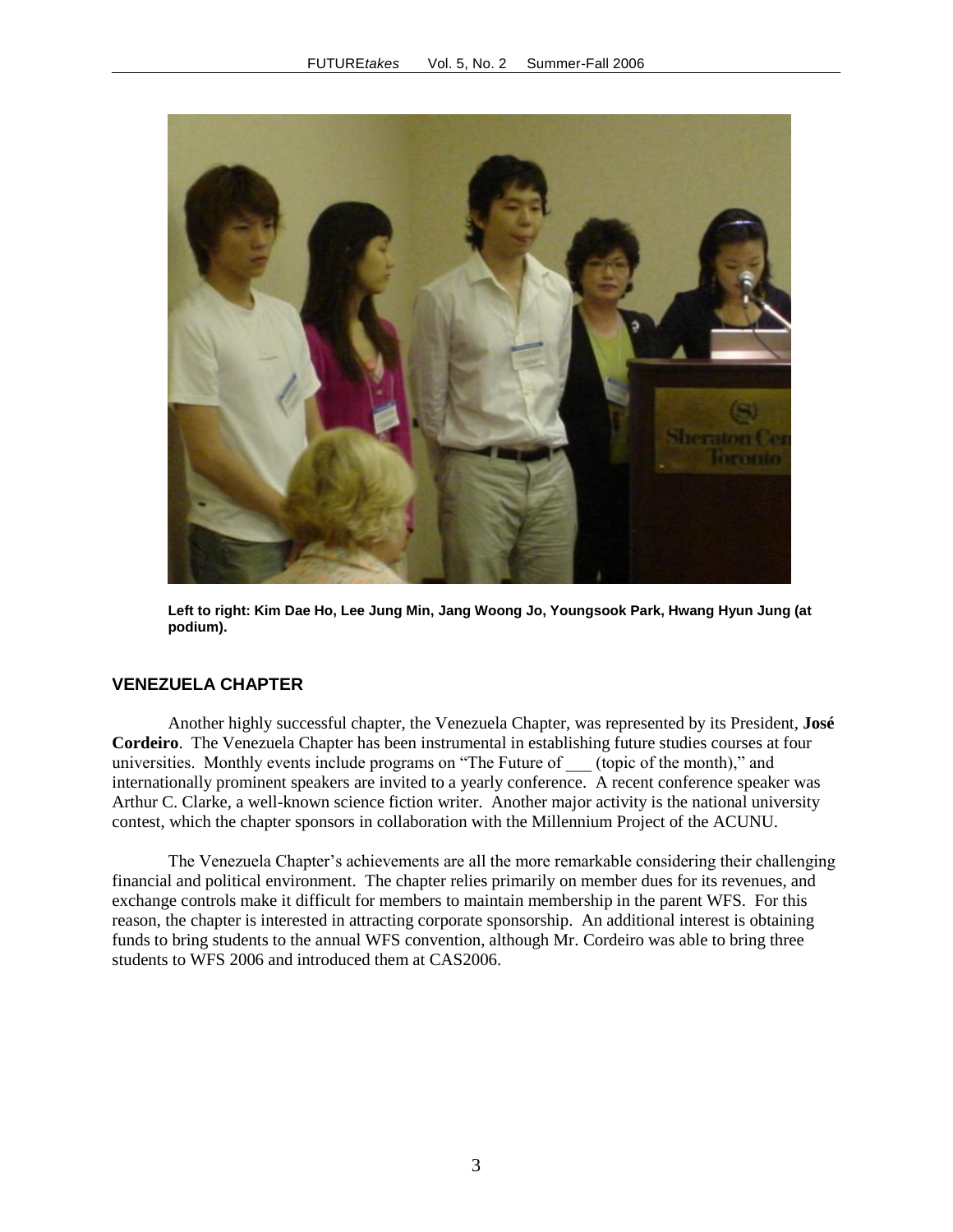**Left to right: Kim Dae Ho, Lee Jung Min, Jang Woong Jo, Youngsook Park, Hwang Hyun Jung (at podium).**

## VENEZUELA CHAPTER

Another highly successful chapter, the Venezuela Chapter, was represented by its President, **José Cordeiro**. The Venezuela Chapter has been instrumental in establishing future studies courses at four universities. Monthly events include programs on "The Future of ___ (topic of the month)," and internationally prominent speakers are invited to a yearly conference. A recent conference speaker was Arthur C. Clarke, a well-known science fiction writer. Another major activity is the national university contest, which the chapter sponsors in collaboration with the Millennium Project of the ACUNU.

The Venezuela Chapter's achievements are all the more remarkable considering their challenging financial and political environment. The chapter relies primarily on member dues for its revenues, and exchange controls make it difficult for members to maintain membership in the parent WFS. For this reason, the chapter is interested in attracting corporate sponsorship. An additional interest is obtaining funds to bring students to the annual WFS convention, although Mr. Cordeiro was able to bring three students to WFS 2006 and introduced them at CAS2006.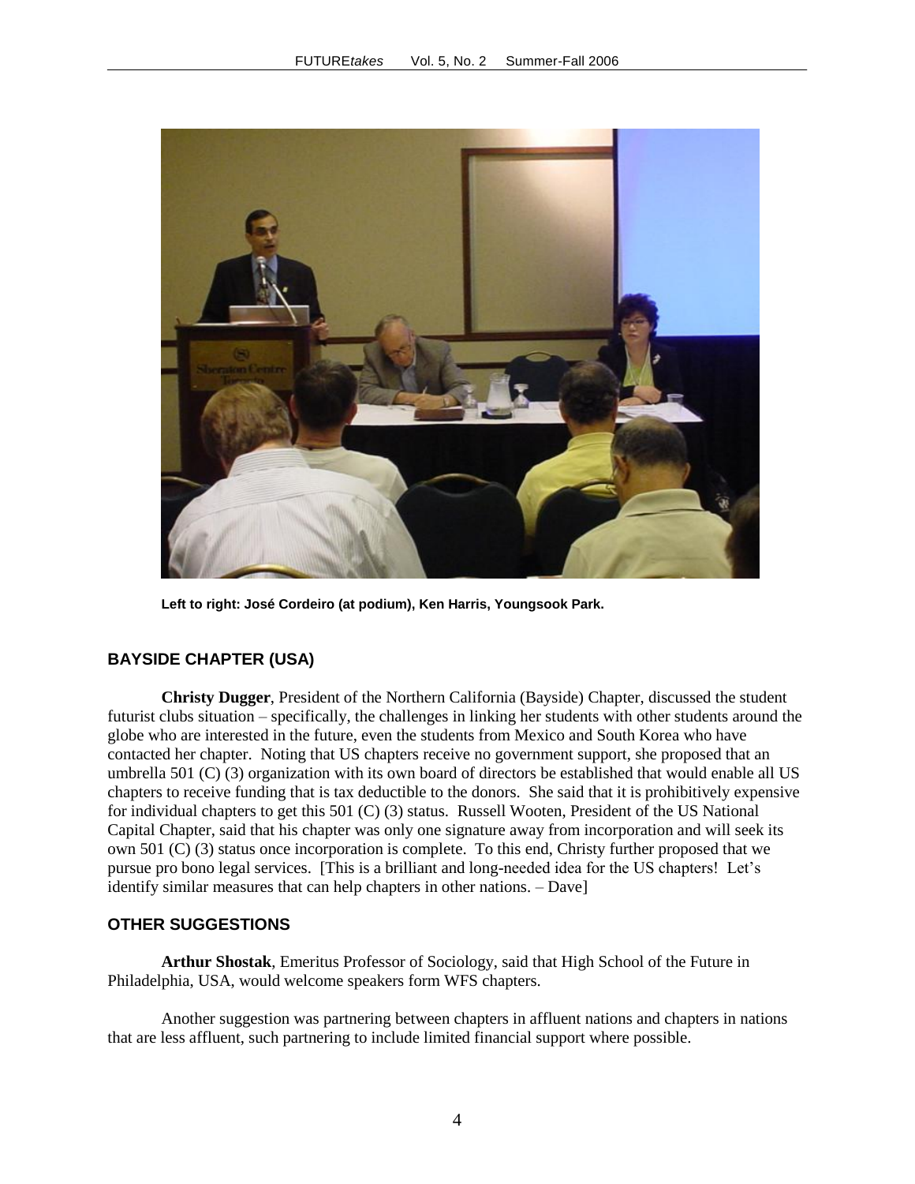Left to right: José Cordeiro (at podium), Ken Harris, Youngsook Park.

## BAYSIDE CHAPTER (USA)

**Christy Dugger**, President of the Northern California (Bayside) Chapter, discussed the student futurist clubs situation – specifically, the challenges in linking her students with other students around the globe who are interested in the future, even the students from Mexico and South Korea who have contacted her chapter. Noting that US chapters receive no government support, she proposed that an umbrella 501 (C) (3) organization with its own board of directors be established that would enable all US chapters to receive funding that is tax deductible to the donors. She said that it is prohibitively expensive for individual chapters to get this 501 (C) (3) status. Russell Wooten, President of the US National Capital Chapter, said that his chapter was only one signature away from incorporation and will seek its own 501 (C) (3) status once incorporation is complete. To this end, Christy further proposed that we pursue pro bono legal services. [This is a brilliant and long-needed idea for the US chapters! Let's identify similar measures that can help chapters in other nations. – Dave]

## OTHER SUGGESTIONS

**Arthur Shostak**, Emeritus Professor of Sociology, said that High School of the Future in Philadelphia, USA, would welcome speakers form WFS chapters.

Another suggestion was partnering between chapters in affluent nations and chapters in nations that are less affluent, such partnering to include limited financial support where possible.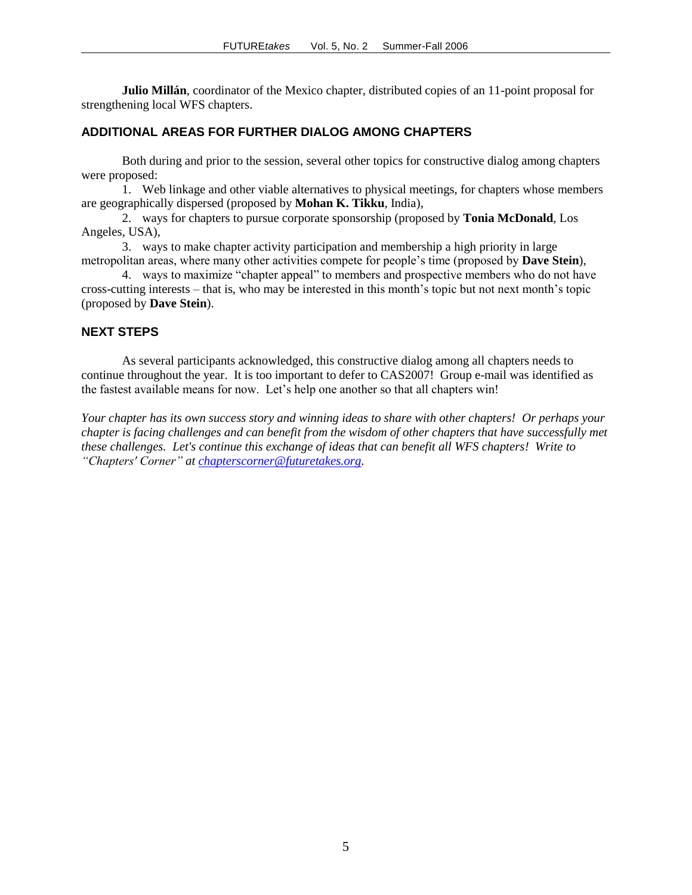**Julio Millán**, coordinator of the Mexico chapter, distributed copies of an 11-point proposal for strengthening local WFS chapters.

## ADDITIONAL AREAS FOR FURTHER DIALOG AMONG CHAPTERS

Both during and prior to the session, several other topics for constructive dialog among chapters were proposed:

1. Web linkage and other viable alternatives to physical meetings, for chapters whose members are geographically dispersed (proposed by **Mohan K. Tikku**, India),
2. ways for chapters to pursue corporate sponsorship (proposed by **Tonia McDonald**, Los Angeles, USA),
3. ways to make chapter activity participation and membership a high priority in large metropolitan areas, where many other activities compete for people's time (proposed by **Dave Stein**),
4. ways to maximize "chapter appeal" to members and prospective members who do not have cross-cutting interests – that is, who may be interested in this month's topic but not next month's topic (proposed by **Dave Stein**).

## NEXT STEPS

As several participants acknowledged, this constructive dialog among all chapters needs to continue throughout the year. It is too important to defer to CAS2007! Group e-mail was identified as the fastest available means for now. Let's help one another so that all chapters win!

*Your chapter has its own success story and winning ideas to share with other chapters! Or perhaps your chapter is facing challenges and can benefit from the wisdom of other chapters that have successfully met these challenges. Let's continue this exchange of ideas that can benefit all WFS chapters! Write to "Chapters' Corner" at [chapterscorner@futuretakes.org](mailto:chapterscorner@futuretakes.org).*